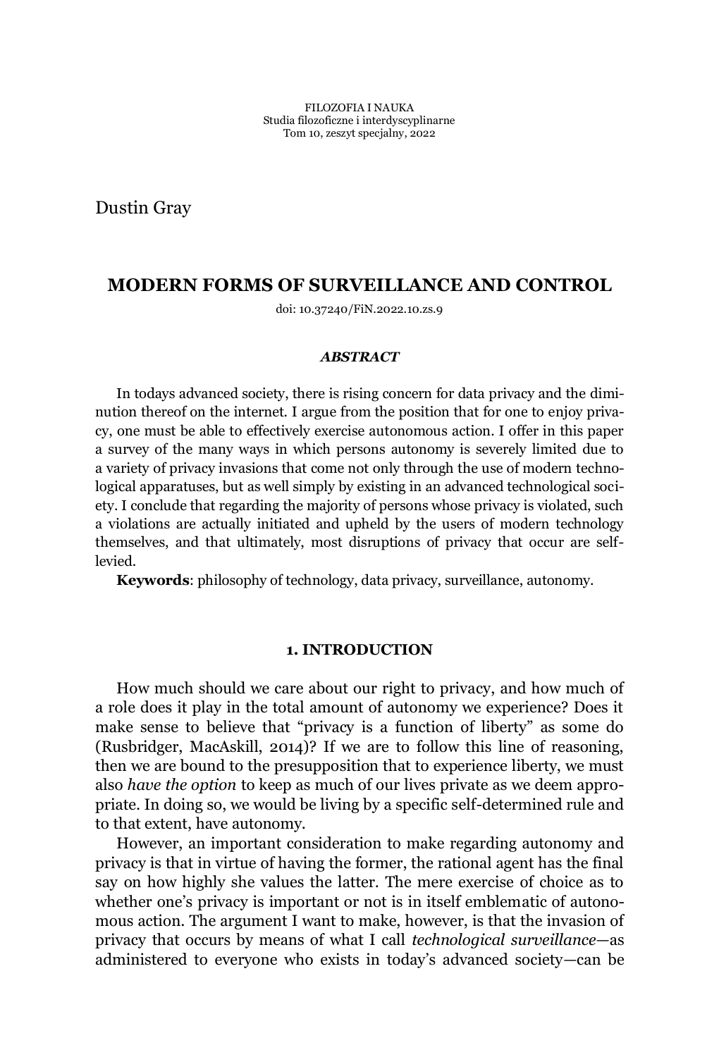FILOZOFIA I NAUKA
Studia filozoficzne i interdyscyplinarne
Tom 10, zeszyt specjalny, 2022

Dustin Gray

# MODERN FORMS OF SURVEILLANCE AND CONTROL

doi: 10.37240/FiN.2022.10.zs.9

***ABSTRACT***

In todays advanced society, there is rising concern for data privacy and the diminution thereof on the internet. I argue from the position that for one to enjoy privacy, one must be able to effectively exercise autonomous action. I offer in this paper a survey of the many ways in which persons autonomy is severely limited due to a variety of privacy invasions that come not only through the use of modern technological apparatuses, but as well simply by existing in an advanced technological society. I conclude that regarding the majority of persons whose privacy is violated, such a violations are actually initiated and upheld by the users of modern technology themselves, and that ultimately, most disruptions of privacy that occur are self-levied.

**Keywords**: philosophy of technology, data privacy, surveillance, autonomy.

## 1. INTRODUCTION

How much should we care about our right to privacy, and how much of a role does it play in the total amount of autonomy we experience? Does it make sense to believe that "privacy is a function of liberty" as some do (Rusbridger, MacAskill, 2014)? If we are to follow this line of reasoning, then we are bound to the presupposition that to experience liberty, we must also *have the option* to keep as much of our lives private as we deem appropriate. In doing so, we would be living by a specific self-determined rule and to that extent, have autonomy.

However, an important consideration to make regarding autonomy and privacy is that in virtue of having the former, the rational agent has the final say on how highly she values the latter. The mere exercise of choice as to whether one's privacy is important or not is in itself emblematic of autonomous action. The argument I want to make, however, is that the invasion of privacy that occurs by means of what I call *technological surveillance*—as administered to everyone who exists in today's advanced society—can be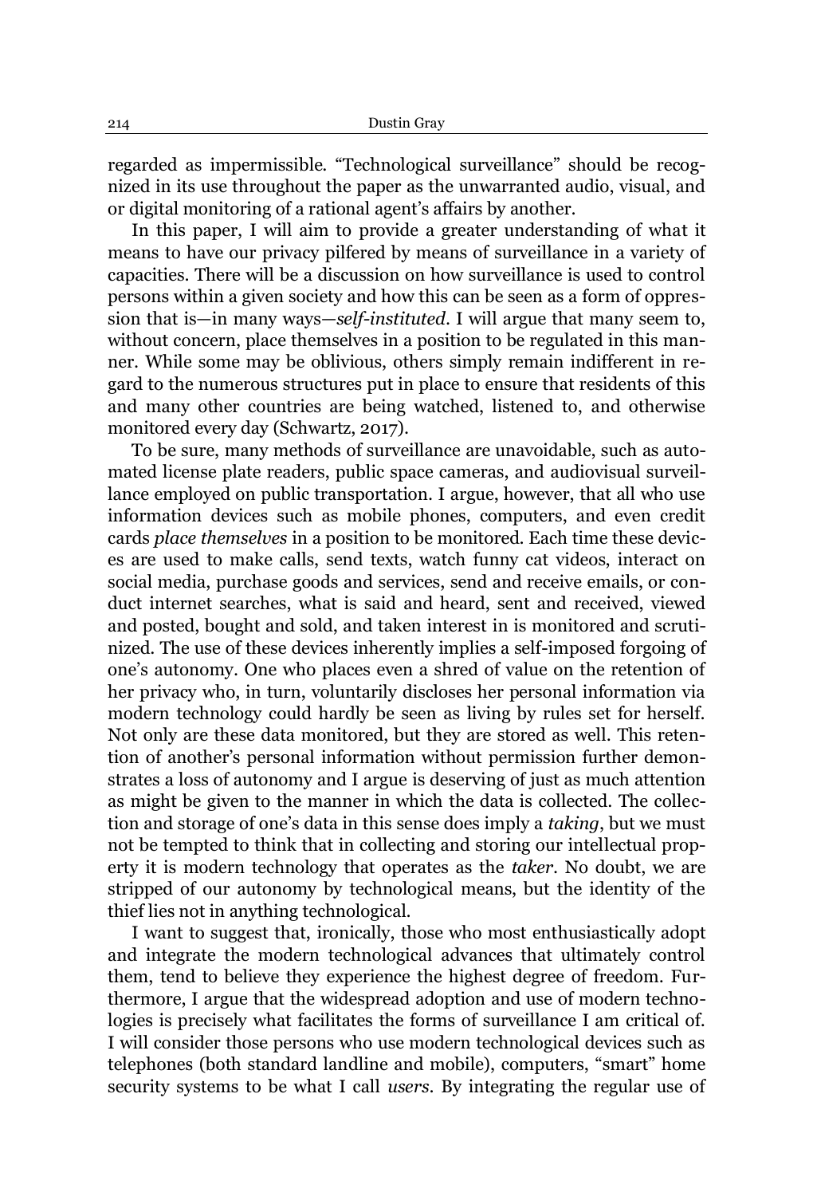regarded as impermissible. "Technological surveillance" should be recognized in its use throughout the paper as the unwarranted audio, visual, and or digital monitoring of a rational agent's affairs by another.

In this paper, I will aim to provide a greater understanding of what it means to have our privacy pilfered by means of surveillance in a variety of capacities. There will be a discussion on how surveillance is used to control persons within a given society and how this can be seen as a form of oppression that is—in many ways—*self-instituted*. I will argue that many seem to, without concern, place themselves in a position to be regulated in this manner. While some may be oblivious, others simply remain indifferent in regard to the numerous structures put in place to ensure that residents of this and many other countries are being watched, listened to, and otherwise monitored every day (Schwartz, 2017).

To be sure, many methods of surveillance are unavoidable, such as automated license plate readers, public space cameras, and audiovisual surveillance employed on public transportation. I argue, however, that all who use information devices such as mobile phones, computers, and even credit cards *place themselves* in a position to be monitored. Each time these devices are used to make calls, send texts, watch funny cat videos, interact on social media, purchase goods and services, send and receive emails, or conduct internet searches, what is said and heard, sent and received, viewed and posted, bought and sold, and taken interest in is monitored and scrutinized. The use of these devices inherently implies a self-imposed forgoing of one's autonomy. One who places even a shred of value on the retention of her privacy who, in turn, voluntarily discloses her personal information via modern technology could hardly be seen as living by rules set for herself. Not only are these data monitored, but they are stored as well. This retention of another's personal information without permission further demonstrates a loss of autonomy and I argue is deserving of just as much attention as might be given to the manner in which the data is collected. The collection and storage of one's data in this sense does imply a *taking*, but we must not be tempted to think that in collecting and storing our intellectual property it is modern technology that operates as the *taker*. No doubt, we are stripped of our autonomy by technological means, but the identity of the thief lies not in anything technological.

I want to suggest that, ironically, those who most enthusiastically adopt and integrate the modern technological advances that ultimately control them, tend to believe they experience the highest degree of freedom. Furthermore, I argue that the widespread adoption and use of modern technologies is precisely what facilitates the forms of surveillance I am critical of. I will consider those persons who use modern technological devices such as telephones (both standard landline and mobile), computers, "smart" home security systems to be what I call *users*. By integrating the regular use of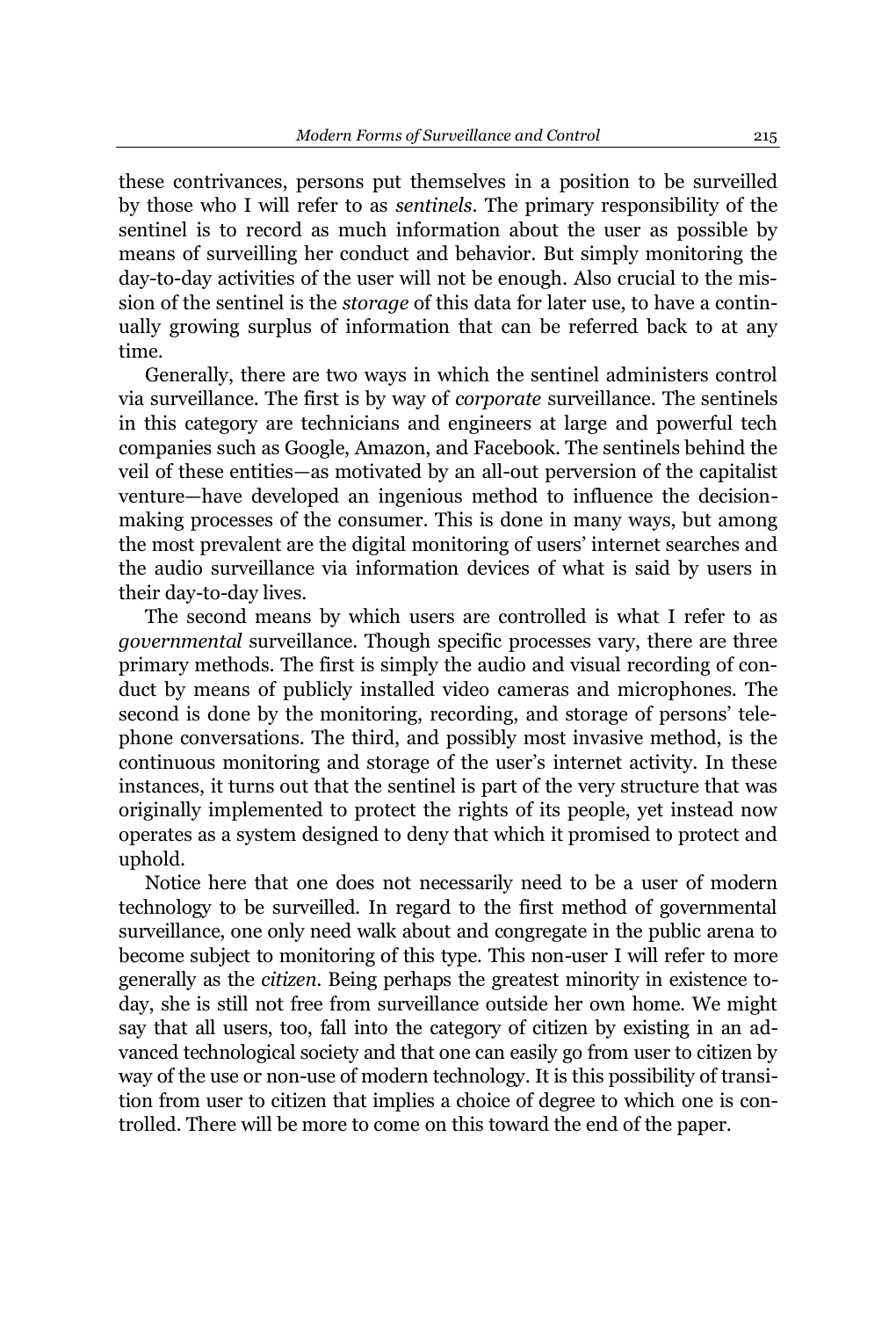these contrivances, persons put themselves in a position to be surveilled by those who I will refer to as *sentinels*. The primary responsibility of the sentinel is to record as much information about the user as possible by means of surveilling her conduct and behavior. But simply monitoring the day-to-day activities of the user will not be enough. Also crucial to the mission of the sentinel is the *storage* of this data for later use, to have a continually growing surplus of information that can be referred back to at any time.

Generally, there are two ways in which the sentinel administers control via surveillance. The first is by way of *corporate* surveillance. The sentinels in this category are technicians and engineers at large and powerful tech companies such as Google, Amazon, and Facebook. The sentinels behind the veil of these entities—as motivated by an all-out perversion of the capitalist venture—have developed an ingenious method to influence the decision-making processes of the consumer. This is done in many ways, but among the most prevalent are the digital monitoring of users' internet searches and the audio surveillance via information devices of what is said by users in their day-to-day lives.

The second means by which users are controlled is what I refer to as *governmental* surveillance. Though specific processes vary, there are three primary methods. The first is simply the audio and visual recording of conduct by means of publicly installed video cameras and microphones. The second is done by the monitoring, recording, and storage of persons' telephone conversations. The third, and possibly most invasive method, is the continuous monitoring and storage of the user's internet activity. In these instances, it turns out that the sentinel is part of the very structure that was originally implemented to protect the rights of its people, yet instead now operates as a system designed to deny that which it promised to protect and uphold.

Notice here that one does not necessarily need to be a user of modern technology to be surveilled. In regard to the first method of governmental surveillance, one only need walk about and congregate in the public arena to become subject to monitoring of this type. This non-user I will refer to more generally as the *citizen*. Being perhaps the greatest minority in existence today, she is still not free from surveillance outside her own home. We might say that all users, too, fall into the category of citizen by existing in an advanced technological society and that one can easily go from user to citizen by way of the use or non-use of modern technology. It is this possibility of transition from user to citizen that implies a choice of degree to which one is controlled. There will be more to come on this toward the end of the paper.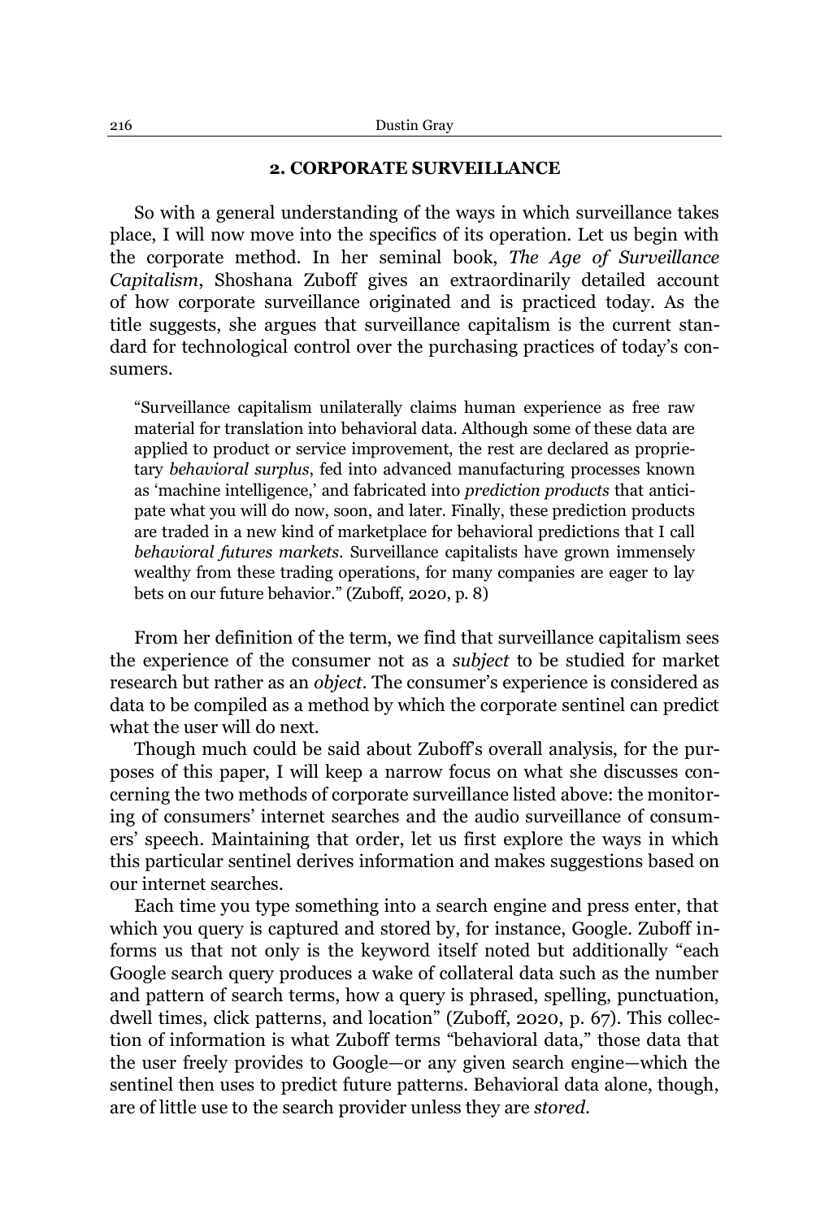## 2. CORPORATE SURVEILLANCE

So with a general understanding of the ways in which surveillance takes place, I will now move into the specifics of its operation. Let us begin with the corporate method. In her seminal book, *The Age of Surveillance Capitalism*, Shoshana Zuboff gives an extraordinarily detailed account of how corporate surveillance originated and is practiced today. As the title suggests, she argues that surveillance capitalism is the current standard for technological control over the purchasing practices of today's consumers.

> "Surveillance capitalism unilaterally claims human experience as free raw material for translation into behavioral data. Although some of these data are applied to product or service improvement, the rest are declared as proprietary *behavioral surplus*, fed into advanced manufacturing processes known as 'machine intelligence,' and fabricated into *prediction products* that anticipate what you will do now, soon, and later. Finally, these prediction products are traded in a new kind of marketplace for behavioral predictions that I call *behavioral futures markets*. Surveillance capitalists have grown immensely wealthy from these trading operations, for many companies are eager to lay bets on our future behavior." (Zuboff, 2020, p. 8)

From her definition of the term, we find that surveillance capitalism sees the experience of the consumer not as a *subject* to be studied for market research but rather as an *object*. The consumer's experience is considered as data to be compiled as a method by which the corporate sentinel can predict what the user will do next.

Though much could be said about Zuboff's overall analysis, for the purposes of this paper, I will keep a narrow focus on what she discusses concerning the two methods of corporate surveillance listed above: the monitoring of consumers' internet searches and the audio surveillance of consumers' speech. Maintaining that order, let us first explore the ways in which this particular sentinel derives information and makes suggestions based on our internet searches.

Each time you type something into a search engine and press enter, that which you query is captured and stored by, for instance, Google. Zuboff informs us that not only is the keyword itself noted but additionally "each Google search query produces a wake of collateral data such as the number and pattern of search terms, how a query is phrased, spelling, punctuation, dwell times, click patterns, and location" (Zuboff, 2020, p. 67). This collection of information is what Zuboff terms "behavioral data," those data that the user freely provides to Google—or any given search engine—which the sentinel then uses to predict future patterns. Behavioral data alone, though, are of little use to the search provider unless they are *stored*.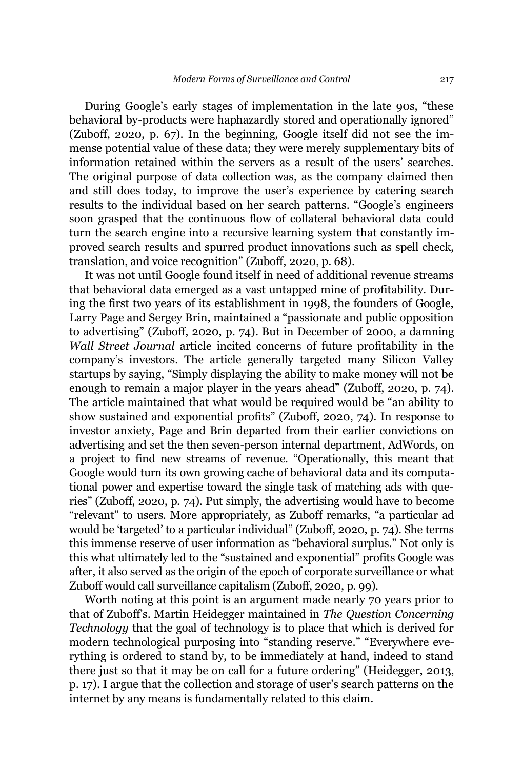During Google's early stages of implementation in the late 90s, "these behavioral by-products were haphazardly stored and operationally ignored" (Zuboff, 2020, p. 67). In the beginning, Google itself did not see the immense potential value of these data; they were merely supplementary bits of information retained within the servers as a result of the users' searches. The original purpose of data collection was, as the company claimed then and still does today, to improve the user's experience by catering search results to the individual based on her search patterns. "Google's engineers soon grasped that the continuous flow of collateral behavioral data could turn the search engine into a recursive learning system that constantly improved search results and spurred product innovations such as spell check, translation, and voice recognition" (Zuboff, 2020, p. 68).

It was not until Google found itself in need of additional revenue streams that behavioral data emerged as a vast untapped mine of profitability. During the first two years of its establishment in 1998, the founders of Google, Larry Page and Sergey Brin, maintained a "passionate and public opposition to advertising" (Zuboff, 2020, p. 74). But in December of 2000, a damning *Wall Street Journal* article incited concerns of future profitability in the company's investors. The article generally targeted many Silicon Valley startups by saying, "Simply displaying the ability to make money will not be enough to remain a major player in the years ahead" (Zuboff, 2020, p. 74). The article maintained that what would be required would be "an ability to show sustained and exponential profits" (Zuboff, 2020, 74). In response to investor anxiety, Page and Brin departed from their earlier convictions on advertising and set the then seven-person internal department, AdWords, on a project to find new streams of revenue. "Operationally, this meant that Google would turn its own growing cache of behavioral data and its computational power and expertise toward the single task of matching ads with queries" (Zuboff, 2020, p. 74). Put simply, the advertising would have to become "relevant" to users. More appropriately, as Zuboff remarks, "a particular ad would be 'targeted' to a particular individual" (Zuboff, 2020, p. 74). She terms this immense reserve of user information as "behavioral surplus." Not only is this what ultimately led to the "sustained and exponential" profits Google was after, it also served as the origin of the epoch of corporate surveillance or what Zuboff would call surveillance capitalism (Zuboff, 2020, p. 99).

Worth noting at this point is an argument made nearly 70 years prior to that of Zuboff's. Martin Heidegger maintained in *The Question Concerning Technology* that the goal of technology is to place that which is derived for modern technological purposing into "standing reserve." "Everywhere everything is ordered to stand by, to be immediately at hand, indeed to stand there just so that it may be on call for a future ordering" (Heidegger, 2013, p. 17). I argue that the collection and storage of user's search patterns on the internet by any means is fundamentally related to this claim.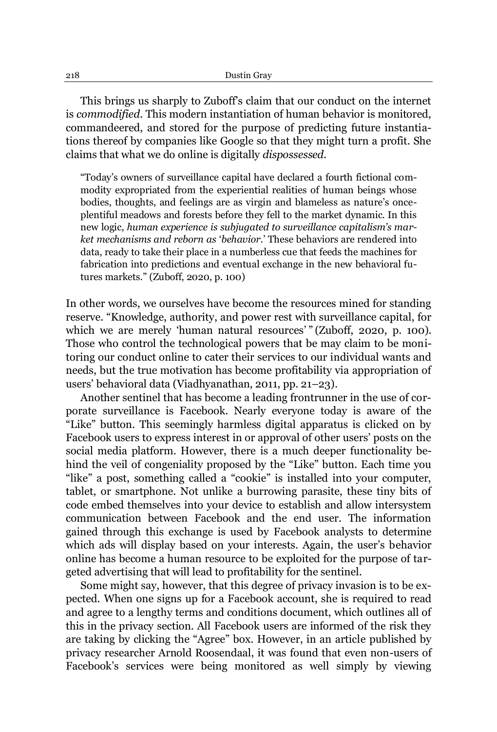This brings us sharply to Zuboff's claim that our conduct on the internet is *commodified*. This modern instantiation of human behavior is monitored, commandeered, and stored for the purpose of predicting future instantiations thereof by companies like Google so that they might turn a profit. She claims that what we do online is digitally *dispossessed*.

> "Today's owners of surveillance capital have declared a fourth fictional commodity expropriated from the experiential realities of human beings whose bodies, thoughts, and feelings are as virgin and blameless as nature's once-plentiful meadows and forests before they fell to the market dynamic. In this new logic, *human experience is subjugated to surveillance capitalism's market mechanisms and reborn as 'behavior*.' These behaviors are rendered into data, ready to take their place in a numberless cue that feeds the machines for fabrication into predictions and eventual exchange in the new behavioral futures markets." (Zuboff, 2020, p. 100)

In other words, we ourselves have become the resources mined for standing reserve. "Knowledge, authority, and power rest with surveillance capital, for which we are merely 'human natural resources' " (Zuboff, 2020, p. 100). Those who control the technological powers that be may claim to be monitoring our conduct online to cater their services to our individual wants and needs, but the true motivation has become profitability via appropriation of users' behavioral data (Viadhyanathan, 2011, pp. 21–23).

Another sentinel that has become a leading frontrunner in the use of corporate surveillance is Facebook. Nearly everyone today is aware of the "Like" button. This seemingly harmless digital apparatus is clicked on by Facebook users to express interest in or approval of other users' posts on the social media platform. However, there is a much deeper functionality behind the veil of congeniality proposed by the "Like" button. Each time you "like" a post, something called a "cookie" is installed into your computer, tablet, or smartphone. Not unlike a burrowing parasite, these tiny bits of code embed themselves into your device to establish and allow intersystem communication between Facebook and the end user. The information gained through this exchange is used by Facebook analysts to determine which ads will display based on your interests. Again, the user's behavior online has become a human resource to be exploited for the purpose of targeted advertising that will lead to profitability for the sentinel.

Some might say, however, that this degree of privacy invasion is to be expected. When one signs up for a Facebook account, she is required to read and agree to a lengthy terms and conditions document, which outlines all of this in the privacy section. All Facebook users are informed of the risk they are taking by clicking the "Agree" box. However, in an article published by privacy researcher Arnold Roosendaal, it was found that even non-users of Facebook's services were being monitored as well simply by viewing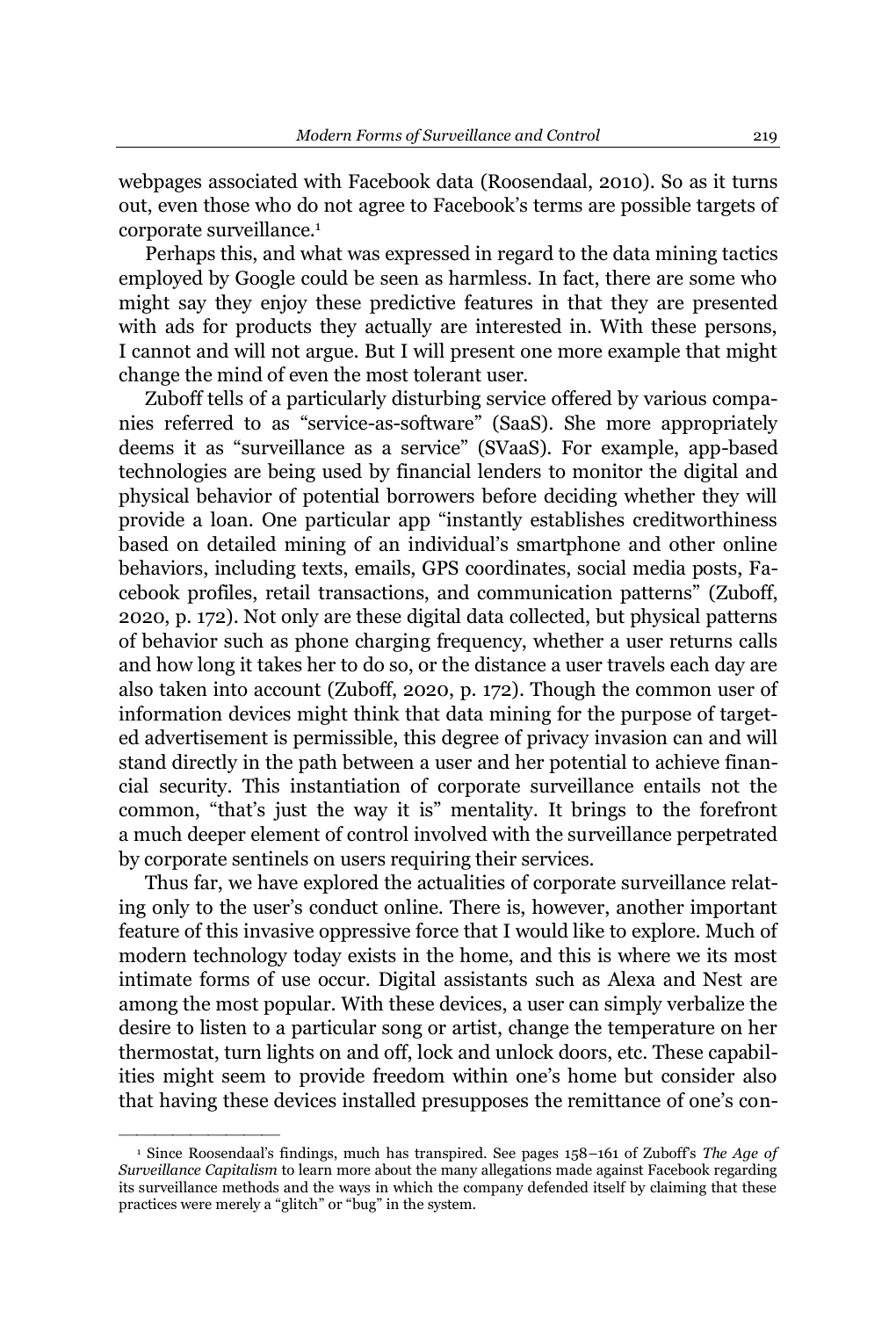webpages associated with Facebook data (Roosendaal, 2010). So as it turns out, even those who do not agree to Facebook's terms are possible targets of corporate surveillance.[1]

Perhaps this, and what was expressed in regard to the data mining tactics employed by Google could be seen as harmless. In fact, there are some who might say they enjoy these predictive features in that they are presented with ads for products they actually are interested in. With these persons, I cannot and will not argue. But I will present one more example that might change the mind of even the most tolerant user.

Zuboff tells of a particularly disturbing service offered by various companies referred to as "service-as-software" (SaaS). She more appropriately deems it as "surveillance as a service" (SVaaS). For example, app-based technologies are being used by financial lenders to monitor the digital and physical behavior of potential borrowers before deciding whether they will provide a loan. One particular app "instantly establishes creditworthiness based on detailed mining of an individual's smartphone and other online behaviors, including texts, emails, GPS coordinates, social media posts, Facebook profiles, retail transactions, and communication patterns" (Zuboff, 2020, p. 172). Not only are these digital data collected, but physical patterns of behavior such as phone charging frequency, whether a user returns calls and how long it takes her to do so, or the distance a user travels each day are also taken into account (Zuboff, 2020, p. 172). Though the common user of information devices might think that data mining for the purpose of targeted advertisement is permissible, this degree of privacy invasion can and will stand directly in the path between a user and her potential to achieve financial security. This instantiation of corporate surveillance entails not the common, "that's just the way it is" mentality. It brings to the forefront a much deeper element of control involved with the surveillance perpetrated by corporate sentinels on users requiring their services.

Thus far, we have explored the actualities of corporate surveillance relating only to the user's conduct online. There is, however, another important feature of this invasive oppressive force that I would like to explore. Much of modern technology today exists in the home, and this is where we its most intimate forms of use occur. Digital assistants such as Alexa and Nest are among the most popular. With these devices, a user can simply verbalize the desire to listen to a particular song or artist, change the temperature on her thermostat, turn lights on and off, lock and unlock doors, etc. These capabilities might seem to provide freedom within one's home but consider also that having these devices installed presupposes the remittance of one's con-

---

[1] Since Roosendaal's findings, much has transpired. See pages 158–161 of Zuboff's *The Age of Surveillance Capitalism* to learn more about the many allegations made against Facebook regarding its surveillance methods and the ways in which the company defended itself by claiming that these practices were merely a "glitch" or "bug" in the system.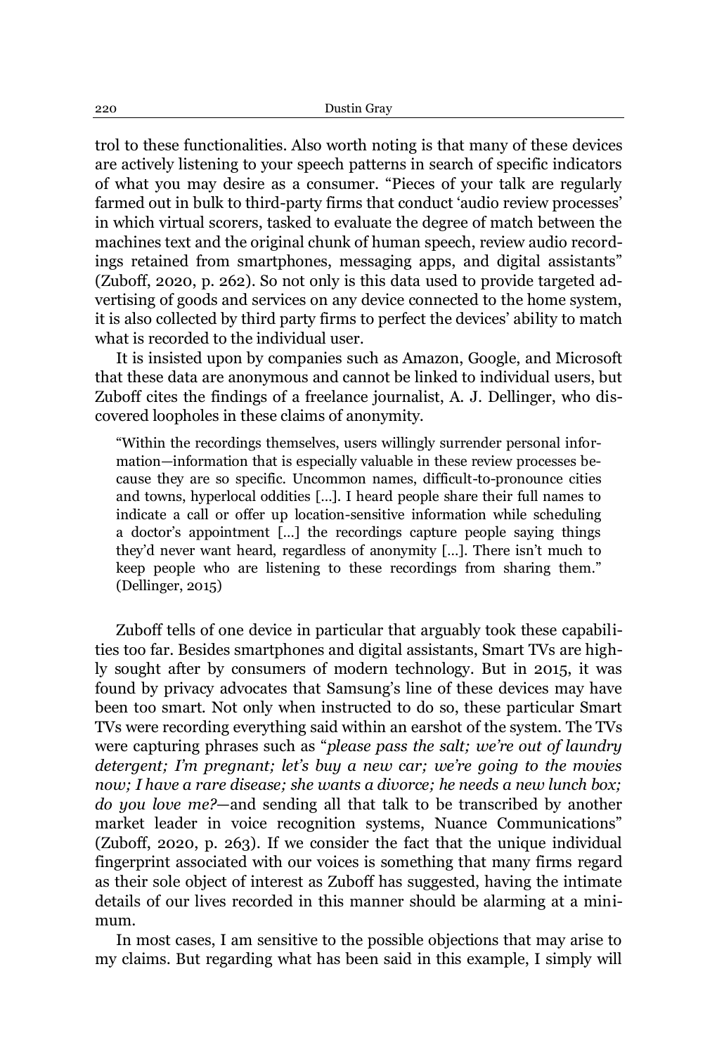trol to these functionalities. Also worth noting is that many of these devices are actively listening to your speech patterns in search of specific indicators of what you may desire as a consumer. "Pieces of your talk are regularly farmed out in bulk to third-party firms that conduct 'audio review processes' in which virtual scorers, tasked to evaluate the degree of match between the machines text and the original chunk of human speech, review audio recordings retained from smartphones, messaging apps, and digital assistants" (Zuboff, 2020, p. 262). So not only is this data used to provide targeted advertising of goods and services on any device connected to the home system, it is also collected by third party firms to perfect the devices' ability to match what is recorded to the individual user.

It is insisted upon by companies such as Amazon, Google, and Microsoft that these data are anonymous and cannot be linked to individual users, but Zuboff cites the findings of a freelance journalist, A. J. Dellinger, who discovered loopholes in these claims of anonymity.

> "Within the recordings themselves, users willingly surrender personal information—information that is especially valuable in these review processes because they are so specific. Uncommon names, difficult-to-pronounce cities and towns, hyperlocal oddities […]. I heard people share their full names to indicate a call or offer up location-sensitive information while scheduling a doctor's appointment […] the recordings capture people saying things they'd never want heard, regardless of anonymity […]. There isn't much to keep people who are listening to these recordings from sharing them." (Dellinger, 2015)

Zuboff tells of one device in particular that arguably took these capabilities too far. Besides smartphones and digital assistants, Smart TVs are highly sought after by consumers of modern technology. But in 2015, it was found by privacy advocates that Samsung's line of these devices may have been too smart. Not only when instructed to do so, these particular Smart TVs were recording everything said within an earshot of the system. The TVs were capturing phrases such as "*please pass the salt; we're out of laundry detergent; I'm pregnant; let's buy a new car; we're going to the movies now; I have a rare disease; she wants a divorce; he needs a new lunch box; do you love me?*—and sending all that talk to be transcribed by another market leader in voice recognition systems, Nuance Communications" (Zuboff, 2020, p. 263). If we consider the fact that the unique individual fingerprint associated with our voices is something that many firms regard as their sole object of interest as Zuboff has suggested, having the intimate details of our lives recorded in this manner should be alarming at a minimum.

In most cases, I am sensitive to the possible objections that may arise to my claims. But regarding what has been said in this example, I simply will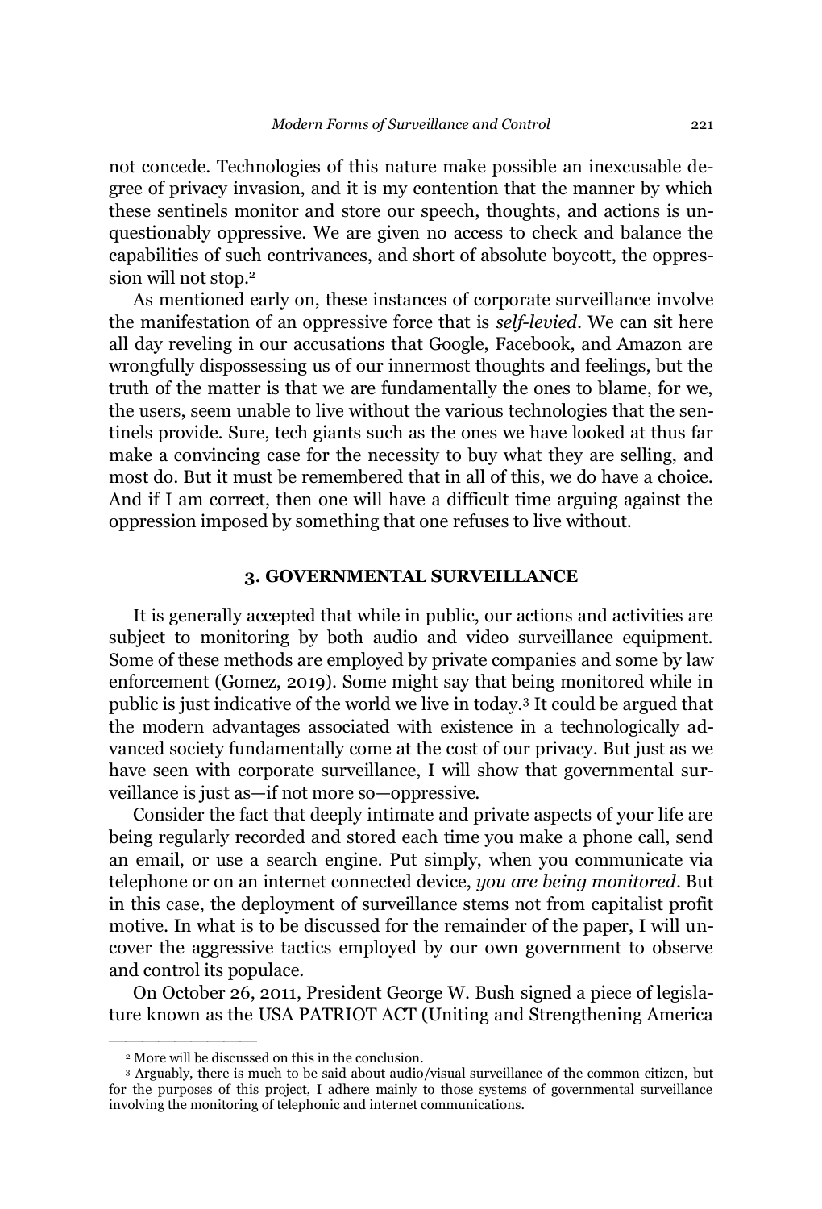not concede. Technologies of this nature make possible an inexcusable degree of privacy invasion, and it is my contention that the manner by which these sentinels monitor and store our speech, thoughts, and actions is unquestionably oppressive. We are given no access to check and balance the capabilities of such contrivances, and short of absolute boycott, the oppression will not stop.[2]

As mentioned early on, these instances of corporate surveillance involve the manifestation of an oppressive force that is *self-levied*. We can sit here all day reveling in our accusations that Google, Facebook, and Amazon are wrongfully dispossessing us of our innermost thoughts and feelings, but the truth of the matter is that we are fundamentally the ones to blame, for we, the users, seem unable to live without the various technologies that the sentinels provide. Sure, tech giants such as the ones we have looked at thus far make a convincing case for the necessity to buy what they are selling, and most do. But it must be remembered that in all of this, we do have a choice. And if I am correct, then one will have a difficult time arguing against the oppression imposed by something that one refuses to live without.

### 3. GOVERNMENTAL SURVEILLANCE

It is generally accepted that while in public, our actions and activities are subject to monitoring by both audio and video surveillance equipment. Some of these methods are employed by private companies and some by law enforcement (Gomez, 2019). Some might say that being monitored while in public is just indicative of the world we live in today.[3] It could be argued that the modern advantages associated with existence in a technologically advanced society fundamentally come at the cost of our privacy. But just as we have seen with corporate surveillance, I will show that governmental surveillance is just as—if not more so—oppressive.

Consider the fact that deeply intimate and private aspects of your life are being regularly recorded and stored each time you make a phone call, send an email, or use a search engine. Put simply, when you communicate via telephone or on an internet connected device, *you are being monitored*. But in this case, the deployment of surveillance stems not from capitalist profit motive. In what is to be discussed for the remainder of the paper, I will uncover the aggressive tactics employed by our own government to observe and control its populace.

On October 26, 2011, President George W. Bush signed a piece of legislature known as the USA PATRIOT ACT (Uniting and Strengthening America

[2] More will be discussed on this in the conclusion.

[3] Arguably, there is much to be said about audio/visual surveillance of the common citizen, but for the purposes of this project, I adhere mainly to those systems of governmental surveillance involving the monitoring of telephonic and internet communications.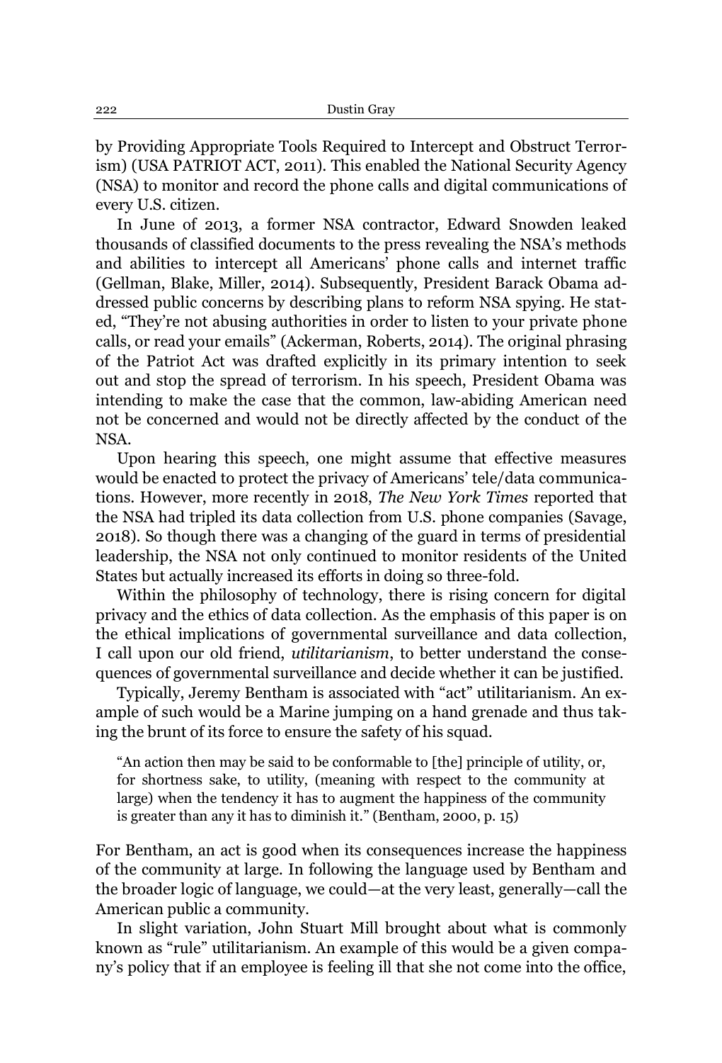by Providing Appropriate Tools Required to Intercept and Obstruct Terrorism) (USA PATRIOT ACT, 2011). This enabled the National Security Agency (NSA) to monitor and record the phone calls and digital communications of every U.S. citizen.

In June of 2013, a former NSA contractor, Edward Snowden leaked thousands of classified documents to the press revealing the NSA's methods and abilities to intercept all Americans' phone calls and internet traffic (Gellman, Blake, Miller, 2014). Subsequently, President Barack Obama addressed public concerns by describing plans to reform NSA spying. He stated, "They're not abusing authorities in order to listen to your private phone calls, or read your emails" (Ackerman, Roberts, 2014). The original phrasing of the Patriot Act was drafted explicitly in its primary intention to seek out and stop the spread of terrorism. In his speech, President Obama was intending to make the case that the common, law-abiding American need not be concerned and would not be directly affected by the conduct of the NSA.

Upon hearing this speech, one might assume that effective measures would be enacted to protect the privacy of Americans' tele/data communications. However, more recently in 2018, *The New York Times* reported that the NSA had tripled its data collection from U.S. phone companies (Savage, 2018). So though there was a changing of the guard in terms of presidential leadership, the NSA not only continued to monitor residents of the United States but actually increased its efforts in doing so three-fold.

Within the philosophy of technology, there is rising concern for digital privacy and the ethics of data collection. As the emphasis of this paper is on the ethical implications of governmental surveillance and data collection, I call upon our old friend, *utilitarianism*, to better understand the consequences of governmental surveillance and decide whether it can be justified.

Typically, Jeremy Bentham is associated with "act" utilitarianism. An example of such would be a Marine jumping on a hand grenade and thus taking the brunt of its force to ensure the safety of his squad.

> "An action then may be said to be conformable to [the] principle of utility, or, for shortness sake, to utility, (meaning with respect to the community at large) when the tendency it has to augment the happiness of the community is greater than any it has to diminish it." (Bentham, 2000, p. 15)

For Bentham, an act is good when its consequences increase the happiness of the community at large. In following the language used by Bentham and the broader logic of language, we could—at the very least, generally—call the American public a community.

In slight variation, John Stuart Mill brought about what is commonly known as "rule" utilitarianism. An example of this would be a given company's policy that if an employee is feeling ill that she not come into the office,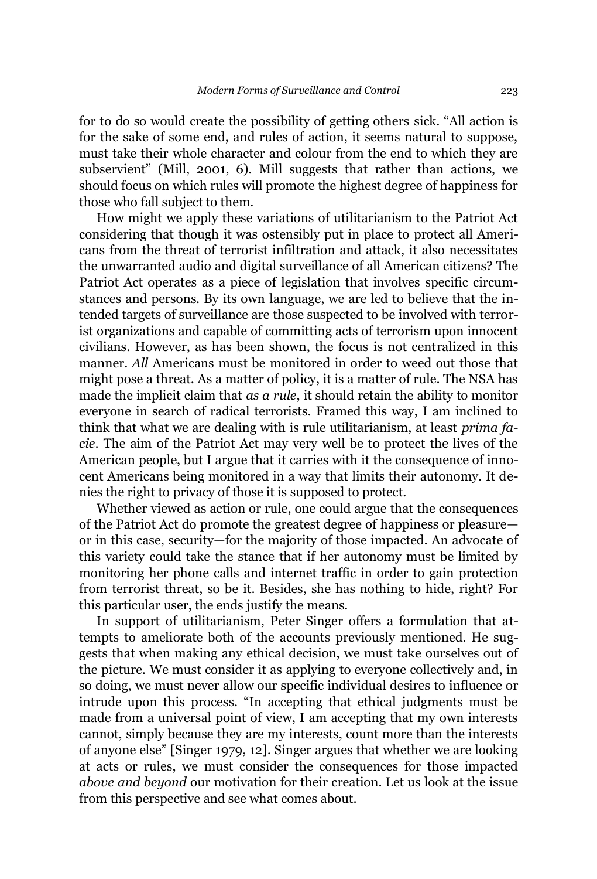for to do so would create the possibility of getting others sick. "All action is for the sake of some end, and rules of action, it seems natural to suppose, must take their whole character and colour from the end to which they are subservient" (Mill, 2001, 6). Mill suggests that rather than actions, we should focus on which rules will promote the highest degree of happiness for those who fall subject to them.

How might we apply these variations of utilitarianism to the Patriot Act considering that though it was ostensibly put in place to protect all Americans from the threat of terrorist infiltration and attack, it also necessitates the unwarranted audio and digital surveillance of all American citizens? The Patriot Act operates as a piece of legislation that involves specific circumstances and persons. By its own language, we are led to believe that the intended targets of surveillance are those suspected to be involved with terrorist organizations and capable of committing acts of terrorism upon innocent civilians. However, as has been shown, the focus is not centralized in this manner. *All* Americans must be monitored in order to weed out those that might pose a threat. As a matter of policy, it is a matter of rule. The NSA has made the implicit claim that *as a rule*, it should retain the ability to monitor everyone in search of radical terrorists. Framed this way, I am inclined to think that what we are dealing with is rule utilitarianism, at least *prima facie*. The aim of the Patriot Act may very well be to protect the lives of the American people, but I argue that it carries with it the consequence of innocent Americans being monitored in a way that limits their autonomy. It denies the right to privacy of those it is supposed to protect.

Whether viewed as action or rule, one could argue that the consequences of the Patriot Act do promote the greatest degree of happiness or pleasure—or in this case, security—for the majority of those impacted. An advocate of this variety could take the stance that if her autonomy must be limited by monitoring her phone calls and internet traffic in order to gain protection from terrorist threat, so be it. Besides, she has nothing to hide, right? For this particular user, the ends justify the means.

In support of utilitarianism, Peter Singer offers a formulation that attempts to ameliorate both of the accounts previously mentioned. He suggests that when making any ethical decision, we must take ourselves out of the picture. We must consider it as applying to everyone collectively and, in so doing, we must never allow our specific individual desires to influence or intrude upon this process. "In accepting that ethical judgments must be made from a universal point of view, I am accepting that my own interests cannot, simply because they are my interests, count more than the interests of anyone else" [Singer 1979, 12]. Singer argues that whether we are looking at acts or rules, we must consider the consequences for those impacted *above and beyond* our motivation for their creation. Let us look at the issue from this perspective and see what comes about.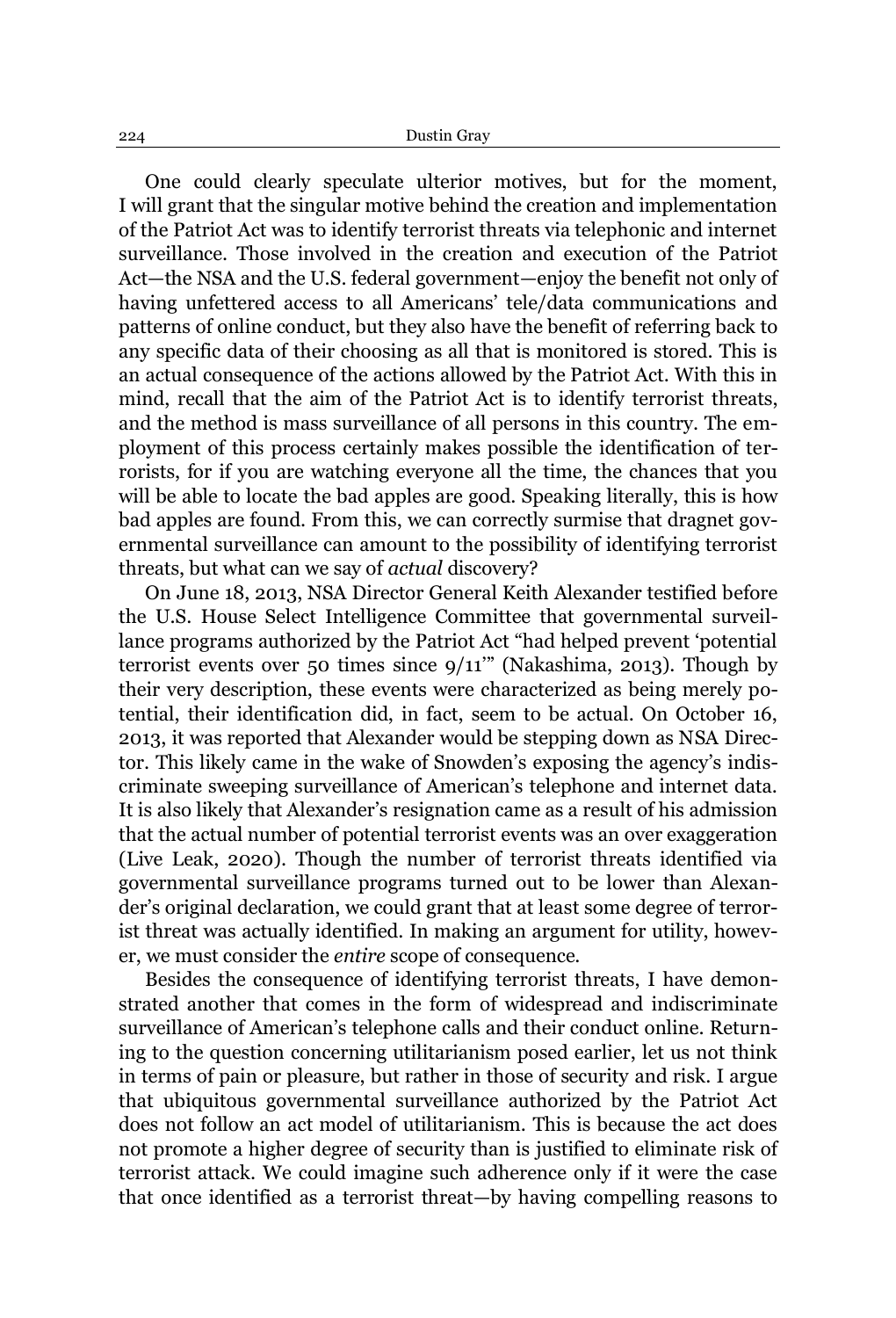One could clearly speculate ulterior motives, but for the moment, I will grant that the singular motive behind the creation and implementation of the Patriot Act was to identify terrorist threats via telephonic and internet surveillance. Those involved in the creation and execution of the Patriot Act—the NSA and the U.S. federal government—enjoy the benefit not only of having unfettered access to all Americans' tele/data communications and patterns of online conduct, but they also have the benefit of referring back to any specific data of their choosing as all that is monitored is stored. This is an actual consequence of the actions allowed by the Patriot Act. With this in mind, recall that the aim of the Patriot Act is to identify terrorist threats, and the method is mass surveillance of all persons in this country. The employment of this process certainly makes possible the identification of terrorists, for if you are watching everyone all the time, the chances that you will be able to locate the bad apples are good. Speaking literally, this is how bad apples are found. From this, we can correctly surmise that dragnet governmental surveillance can amount to the possibility of identifying terrorist threats, but what can we say of *actual* discovery?

On June 18, 2013, NSA Director General Keith Alexander testified before the U.S. House Select Intelligence Committee that governmental surveillance programs authorized by the Patriot Act "had helped prevent 'potential terrorist events over 50 times since 9/11'" (Nakashima, 2013). Though by their very description, these events were characterized as being merely potential, their identification did, in fact, seem to be actual. On October 16, 2013, it was reported that Alexander would be stepping down as NSA Director. This likely came in the wake of Snowden's exposing the agency's indiscriminate sweeping surveillance of American's telephone and internet data. It is also likely that Alexander's resignation came as a result of his admission that the actual number of potential terrorist events was an over exaggeration (Live Leak, 2020). Though the number of terrorist threats identified via governmental surveillance programs turned out to be lower than Alexander's original declaration, we could grant that at least some degree of terrorist threat was actually identified. In making an argument for utility, however, we must consider the *entire* scope of consequence.

Besides the consequence of identifying terrorist threats, I have demonstrated another that comes in the form of widespread and indiscriminate surveillance of American's telephone calls and their conduct online. Returning to the question concerning utilitarianism posed earlier, let us not think in terms of pain or pleasure, but rather in those of security and risk. I argue that ubiquitous governmental surveillance authorized by the Patriot Act does not follow an act model of utilitarianism. This is because the act does not promote a higher degree of security than is justified to eliminate risk of terrorist attack. We could imagine such adherence only if it were the case that once identified as a terrorist threat—by having compelling reasons to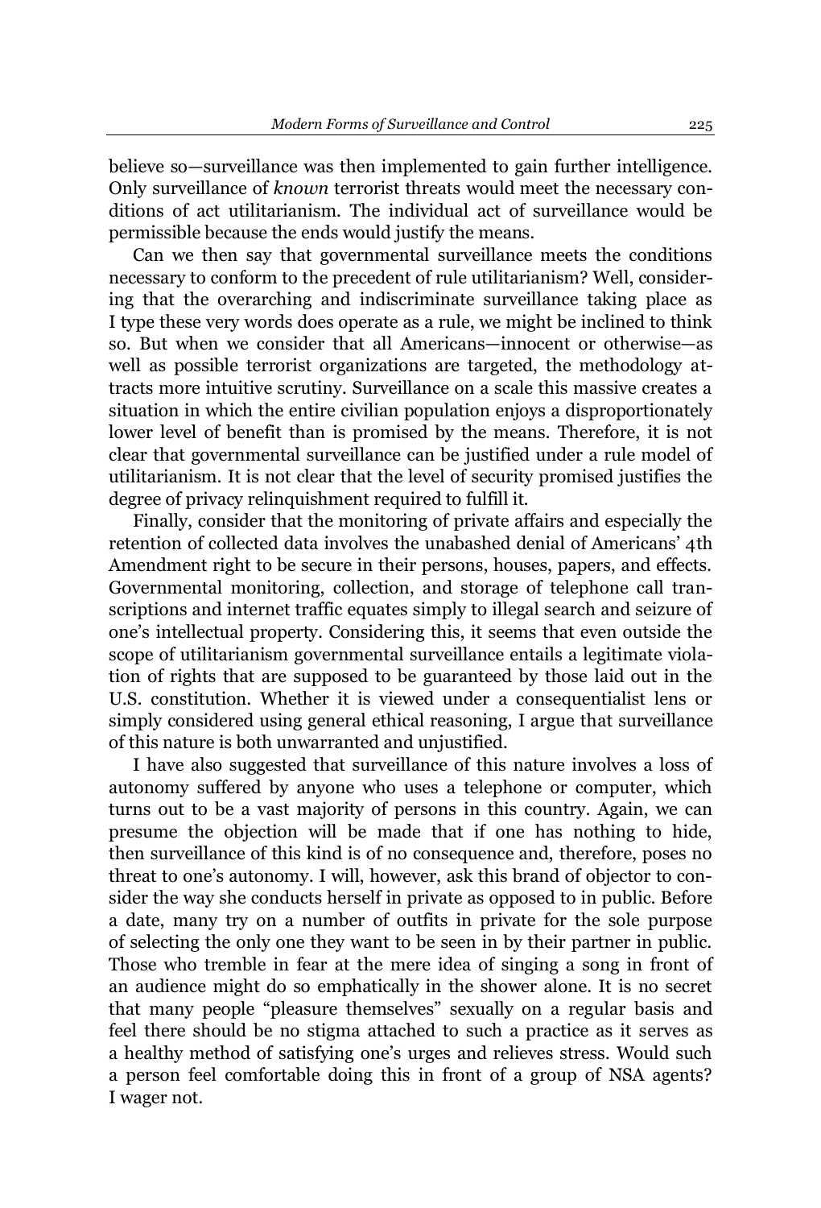believe so—surveillance was then implemented to gain further intelligence. Only surveillance of *known* terrorist threats would meet the necessary conditions of act utilitarianism. The individual act of surveillance would be permissible because the ends would justify the means.

Can we then say that governmental surveillance meets the conditions necessary to conform to the precedent of rule utilitarianism? Well, considering that the overarching and indiscriminate surveillance taking place as I type these very words does operate as a rule, we might be inclined to think so. But when we consider that all Americans—innocent or otherwise—as well as possible terrorist organizations are targeted, the methodology attracts more intuitive scrutiny. Surveillance on a scale this massive creates a situation in which the entire civilian population enjoys a disproportionately lower level of benefit than is promised by the means. Therefore, it is not clear that governmental surveillance can be justified under a rule model of utilitarianism. It is not clear that the level of security promised justifies the degree of privacy relinquishment required to fulfill it.

Finally, consider that the monitoring of private affairs and especially the retention of collected data involves the unabashed denial of Americans' 4th Amendment right to be secure in their persons, houses, papers, and effects. Governmental monitoring, collection, and storage of telephone call transcriptions and internet traffic equates simply to illegal search and seizure of one's intellectual property. Considering this, it seems that even outside the scope of utilitarianism governmental surveillance entails a legitimate violation of rights that are supposed to be guaranteed by those laid out in the U.S. constitution. Whether it is viewed under a consequentialist lens or simply considered using general ethical reasoning, I argue that surveillance of this nature is both unwarranted and unjustified.

I have also suggested that surveillance of this nature involves a loss of autonomy suffered by anyone who uses a telephone or computer, which turns out to be a vast majority of persons in this country. Again, we can presume the objection will be made that if one has nothing to hide, then surveillance of this kind is of no consequence and, therefore, poses no threat to one's autonomy. I will, however, ask this brand of objector to consider the way she conducts herself in private as opposed to in public. Before a date, many try on a number of outfits in private for the sole purpose of selecting the only one they want to be seen in by their partner in public. Those who tremble in fear at the mere idea of singing a song in front of an audience might do so emphatically in the shower alone. It is no secret that many people "pleasure themselves" sexually on a regular basis and feel there should be no stigma attached to such a practice as it serves as a healthy method of satisfying one's urges and relieves stress. Would such a person feel comfortable doing this in front of a group of NSA agents? I wager not.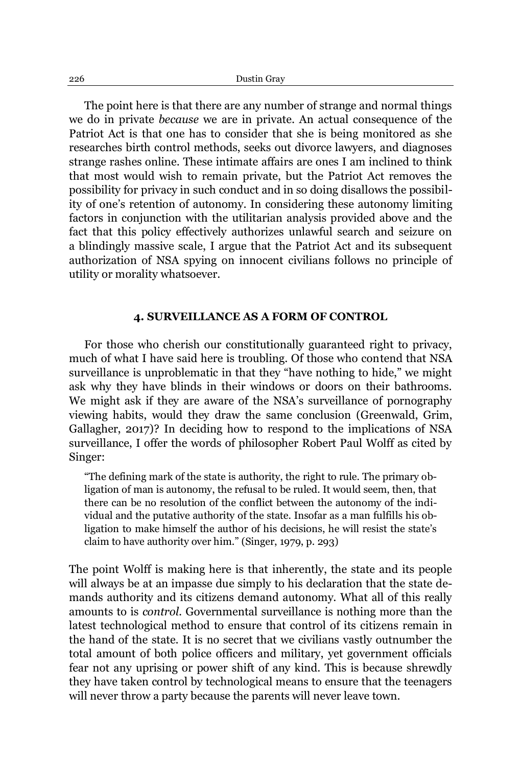The point here is that there are any number of strange and normal things we do in private *because* we are in private. An actual consequence of the Patriot Act is that one has to consider that she is being monitored as she researches birth control methods, seeks out divorce lawyers, and diagnoses strange rashes online. These intimate affairs are ones I am inclined to think that most would wish to remain private, but the Patriot Act removes the possibility for privacy in such conduct and in so doing disallows the possibility of one's retention of autonomy. In considering these autonomy limiting factors in conjunction with the utilitarian analysis provided above and the fact that this policy effectively authorizes unlawful search and seizure on a blindingly massive scale, I argue that the Patriot Act and its subsequent authorization of NSA spying on innocent civilians follows no principle of utility or morality whatsoever.

## 4. SURVEILLANCE AS A FORM OF CONTROL

For those who cherish our constitutionally guaranteed right to privacy, much of what I have said here is troubling. Of those who contend that NSA surveillance is unproblematic in that they "have nothing to hide," we might ask why they have blinds in their windows or doors on their bathrooms. We might ask if they are aware of the NSA's surveillance of pornography viewing habits, would they draw the same conclusion (Greenwald, Grim, Gallagher, 2017)? In deciding how to respond to the implications of NSA surveillance, I offer the words of philosopher Robert Paul Wolff as cited by Singer:

> "The defining mark of the state is authority, the right to rule. The primary obligation of man is autonomy, the refusal to be ruled. It would seem, then, that there can be no resolution of the conflict between the autonomy of the individual and the putative authority of the state. Insofar as a man fulfills his obligation to make himself the author of his decisions, he will resist the state's claim to have authority over him." (Singer, 1979, p. 293)

The point Wolff is making here is that inherently, the state and its people will always be at an impasse due simply to his declaration that the state demands authority and its citizens demand autonomy. What all of this really amounts to is *control*. Governmental surveillance is nothing more than the latest technological method to ensure that control of its citizens remain in the hand of the state. It is no secret that we civilians vastly outnumber the total amount of both police officers and military, yet government officials fear not any uprising or power shift of any kind. This is because shrewdly they have taken control by technological means to ensure that the teenagers will never throw a party because the parents will never leave town.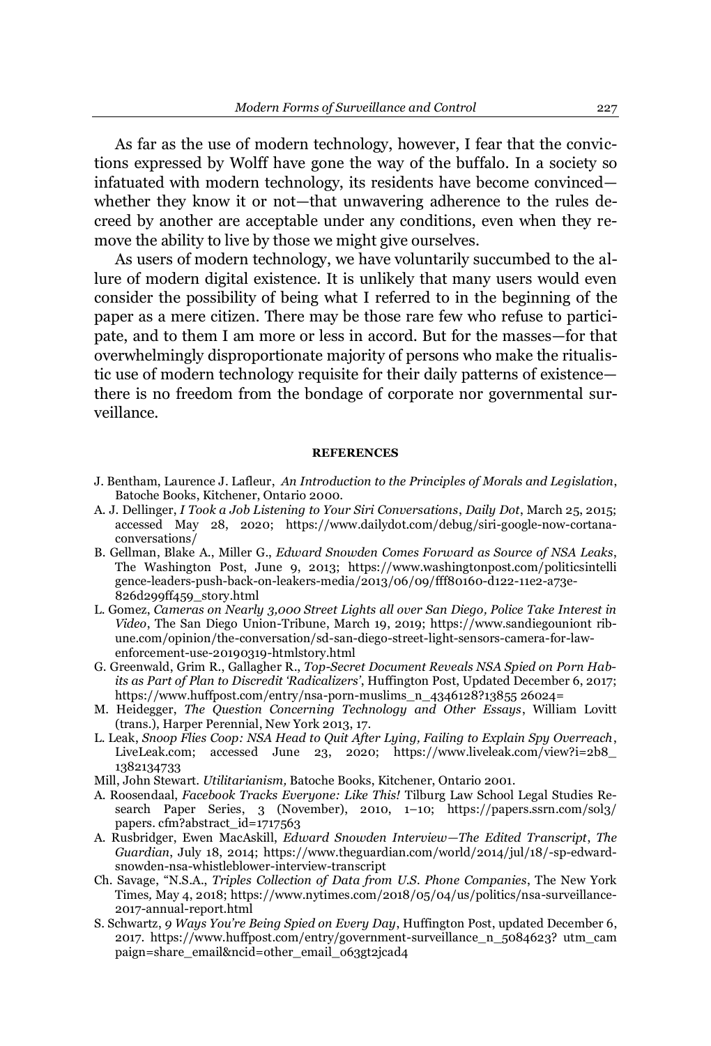As far as the use of modern technology, however, I fear that the convictions expressed by Wolff have gone the way of the buffalo. In a society so infatuated with modern technology, its residents have become convinced—whether they know it or not—that unwavering adherence to the rules decreed by another are acceptable under any conditions, even when they remove the ability to live by those we might give ourselves.

As users of modern technology, we have voluntarily succumbed to the allure of modern digital existence. It is unlikely that many users would even consider the possibility of being what I referred to in the beginning of the paper as a mere citizen. There may be those rare few who refuse to participate, and to them I am more or less in accord. But for the masses—for that overwhelmingly disproportionate majority of persons who make the ritualistic use of modern technology requisite for their daily patterns of existence—there is no freedom from the bondage of corporate nor governmental surveillance.

## REFERENCES

J. Bentham, Laurence J. Lafleur, *An Introduction to the Principles of Morals and Legislation*, Batoche Books, Kitchener, Ontario 2000.

A. J. Dellinger, *I Took a Job Listening to Your Siri Conversations*, *Daily Dot*, March 25, 2015; accessed May 28, 2020; https://www.dailydot.com/debug/siri-google-now-cortana-conversations/

B. Gellman, Blake A., Miller G., *Edward Snowden Comes Forward as Source of NSA Leaks*, The Washington Post, June 9, 2013; https://www.washingtonpost.com/politicsintelligence-leaders-push-back-on-leakers-media/2013/06/09/fff80160-d122-11e2-a73e-826d299ff459_story.html

L. Gomez, *Cameras on Nearly 3,000 Street Lights all over San Diego, Police Take Interest in Video*, The San Diego Union-Tribune, March 19, 2019; https://www.sandiegouniont ribune.com/opinion/the-conversation/sd-san-diego-street-light-sensors-camera-for-law-enforcement-use-20190319-htmlstory.html

G. Greenwald, Grim R., Gallagher R., *Top-Secret Document Reveals NSA Spied on Porn Habits as Part of Plan to Discredit 'Radicalizers'*, Huffington Post, Updated December 6, 2017; https://www.huffpost.com/entry/nsa-porn-muslims_n_4346128?13855 26024=

M. Heidegger, *The Question Concerning Technology and Other Essays*, William Lovitt (trans.), Harper Perennial, New York 2013, 17.

L. Leak, *Snoop Flies Coop: NSA Head to Quit After Lying, Failing to Explain Spy Overreach*, LiveLeak.com; accessed June 23, 2020; https://www.liveleak.com/view?i=2b8_1382134733

Mill, John Stewart. *Utilitarianism,* Batoche Books, Kitchener, Ontario 2001.

A. Roosendaal, *Facebook Tracks Everyone: Like This!* Tilburg Law School Legal Studies Research Paper Series, 3 (November), 2010, 1–10; https://papers.ssrn.com/sol3/papers. cfm?abstract_id=1717563

A. Rusbridger, Ewen MacAskill, *Edward Snowden Interview—The Edited Transcript*, *The Guardian*, July 18, 2014; https://www.theguardian.com/world/2014/jul/18/-sp-edward-snowden-nsa-whistleblower-interview-transcript

Ch. Savage, "N.S.A., *Triples Collection of Data from U.S. Phone Companies*, The New York Times, May 4, 2018; https://www.nytimes.com/2018/05/04/us/politics/nsa-surveillance-2017-annual-report.html

S. Schwartz, *9 Ways You're Being Spied on Every Day*, Huffington Post, updated December 6, 2017. https://www.huffpost.com/entry/government-surveillance_n_5084623? utm_campaign=share_email&ncid=other_email_o63gt2jcad4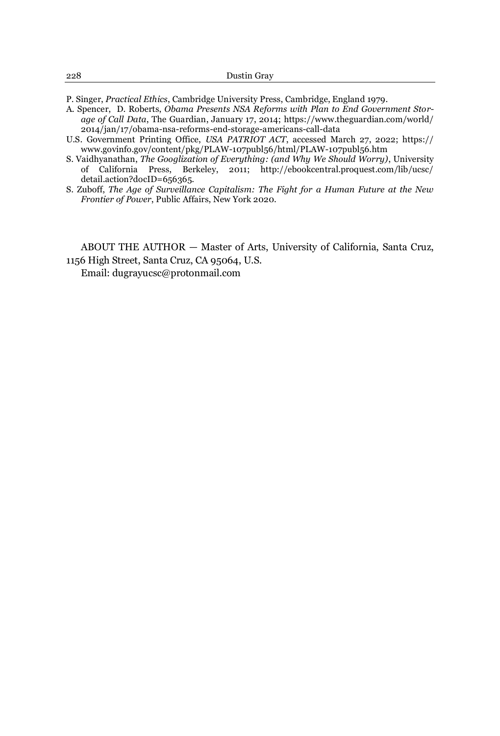P. Singer, *Practical Ethics*, Cambridge University Press, Cambridge, England 1979.

A. Spencer, D. Roberts, *Obama Presents NSA Reforms with Plan to End Government Storage of Call Data*, The Guardian, January 17, 2014; https://www.theguardian.com/world/2014/jan/17/obama-nsa-reforms-end-storage-americans-call-data

U.S. Government Printing Office, *USA PATRIOT ACT*, accessed March 27, 2022; https://www.govinfo.gov/content/pkg/PLAW-107publ56/html/PLAW-107publ56.htm

S. Vaidhyanathan, *The Googlization of Everything: (and Why We Should Worry)*, University of California Press, Berkeley, 2011; http://ebookcentral.proquest.com/lib/ucsc/detail.action?docID=656365.

S. Zuboff, *The Age of Surveillance Capitalism: The Fight for a Human Future at the New Frontier of Power*, Public Affairs, New York 2020.

ABOUT THE AUTHOR — Master of Arts, University of California, Santa Cruz, 1156 High Street, Santa Cruz, CA 95064, U.S.

Email: dugrayucsc@protonmail.com